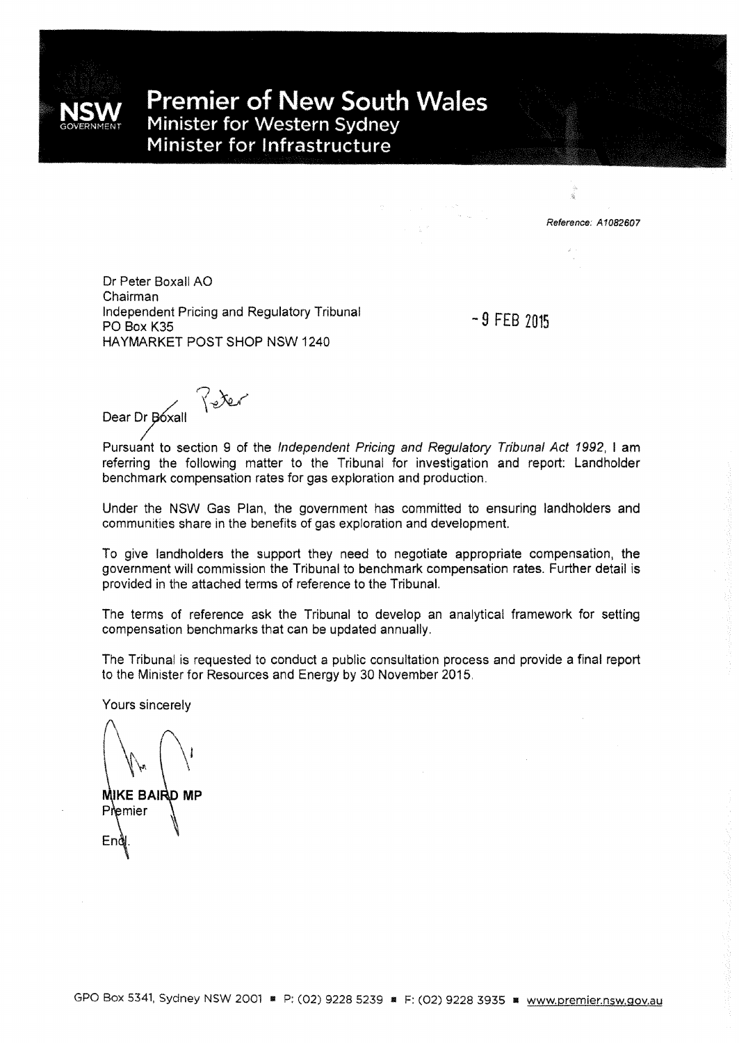# Premier of New South Wales

**Minister for Western Sydney**

**Minister for Infrastructure**

*Reference: A1082607*

Dr Peter Boxall AO
Chairman
Independent Pricing and Regulatory Tribunal
PO Box K35
HAYMARKET POST SHOP NSW 1240

- 9 FEB 2015

Dear Dr ~~Boxall~~ Peter

Pursuant to section 9 of the *Independent Pricing and Regulatory Tribunal Act 1992*, I am referring the following matter to the Tribunal for investigation and report: Landholder benchmark compensation rates for gas exploration and production.

Under the NSW Gas Plan, the government has committed to ensuring landholders and communities share in the benefits of gas exploration and development.

To give landholders the support they need to negotiate appropriate compensation, the government will commission the Tribunal to benchmark compensation rates. Further detail is provided in the attached terms of reference to the Tribunal.

The terms of reference ask the Tribunal to develop an analytical framework for setting compensation benchmarks that can be updated annually.

The Tribunal is requested to conduct a public consultation process and provide a final report to the Minister for Resources and Energy by 30 November 2015.

Yours sincerely

**MIKE BAIRD MP**
Premier

Encl.

GPO Box 5341, Sydney NSW 2001 ■ P: (02) 9228 5239 ■ F: (02) 9228 3935 ■ www.premier.nsw.gov.au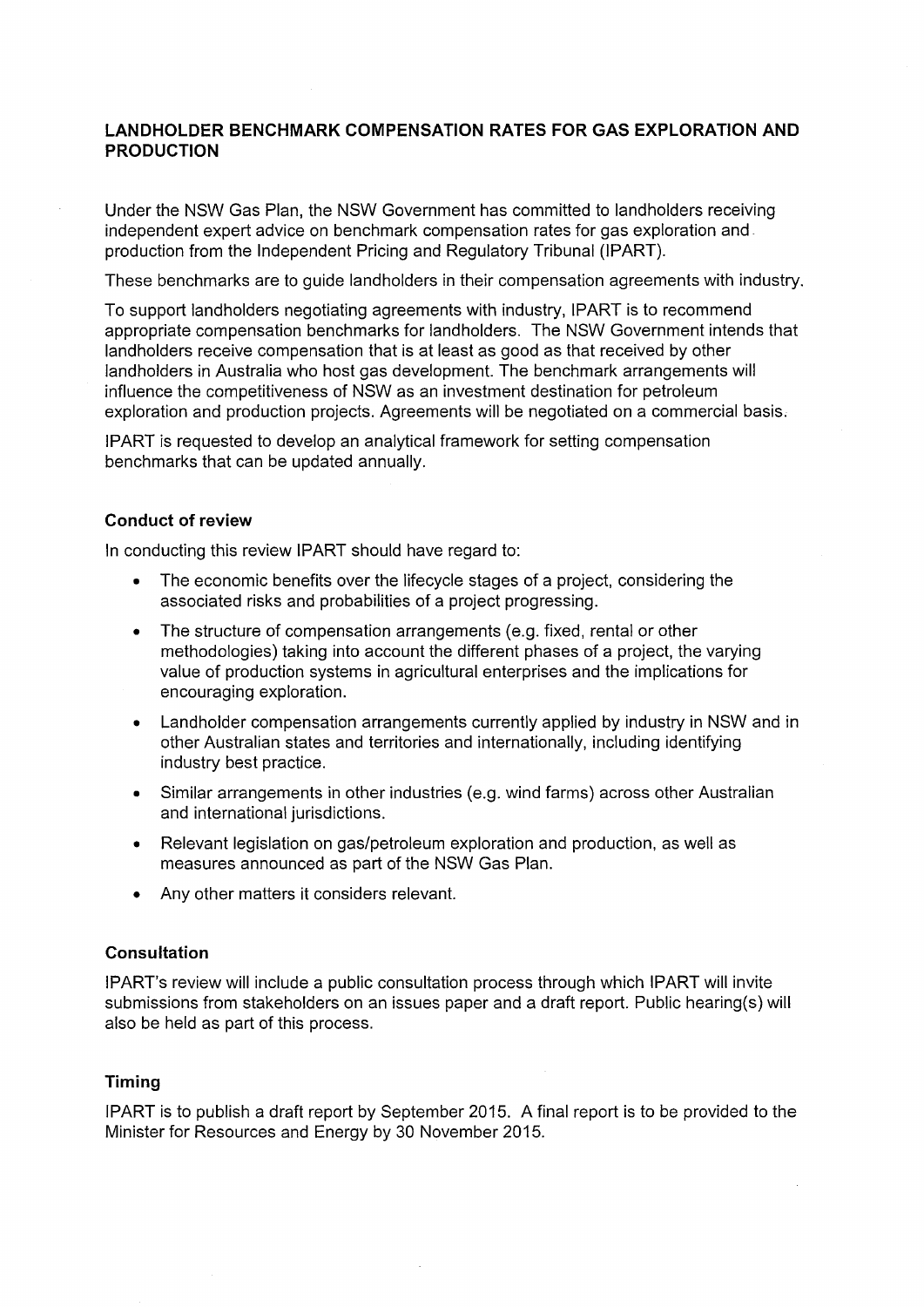## LANDHOLDER BENCHMARK COMPENSATION RATES FOR GAS EXPLORATION AND PRODUCTION

Under the NSW Gas Plan, the NSW Government has committed to landholders receiving independent expert advice on benchmark compensation rates for gas exploration and production from the Independent Pricing and Regulatory Tribunal (IPART).

These benchmarks are to guide landholders in their compensation agreements with industry.

To support landholders negotiating agreements with industry, IPART is to recommend appropriate compensation benchmarks for landholders. The NSW Government intends that landholders receive compensation that is at least as good as that received by other landholders in Australia who host gas development. The benchmark arrangements will influence the competitiveness of NSW as an investment destination for petroleum exploration and production projects. Agreements will be negotiated on a commercial basis.

IPART is requested to develop an analytical framework for setting compensation benchmarks that can be updated annually.

### Conduct of review

In conducting this review IPART should have regard to:

- The economic benefits over the lifecycle stages of a project, considering the associated risks and probabilities of a project progressing.
- The structure of compensation arrangements (e.g. fixed, rental or other methodologies) taking into account the different phases of a project, the varying value of production systems in agricultural enterprises and the implications for encouraging exploration.
- Landholder compensation arrangements currently applied by industry in NSW and in other Australian states and territories and internationally, including identifying industry best practice.
- Similar arrangements in other industries (e.g. wind farms) across other Australian and international jurisdictions.
- Relevant legislation on gas/petroleum exploration and production, as well as measures announced as part of the NSW Gas Plan.
- Any other matters it considers relevant.

### Consultation

IPART's review will include a public consultation process through which IPART will invite submissions from stakeholders on an issues paper and a draft report. Public hearing(s) will also be held as part of this process.

### Timing

IPART is to publish a draft report by September 2015. A final report is to be provided to the Minister for Resources and Energy by 30 November 2015.